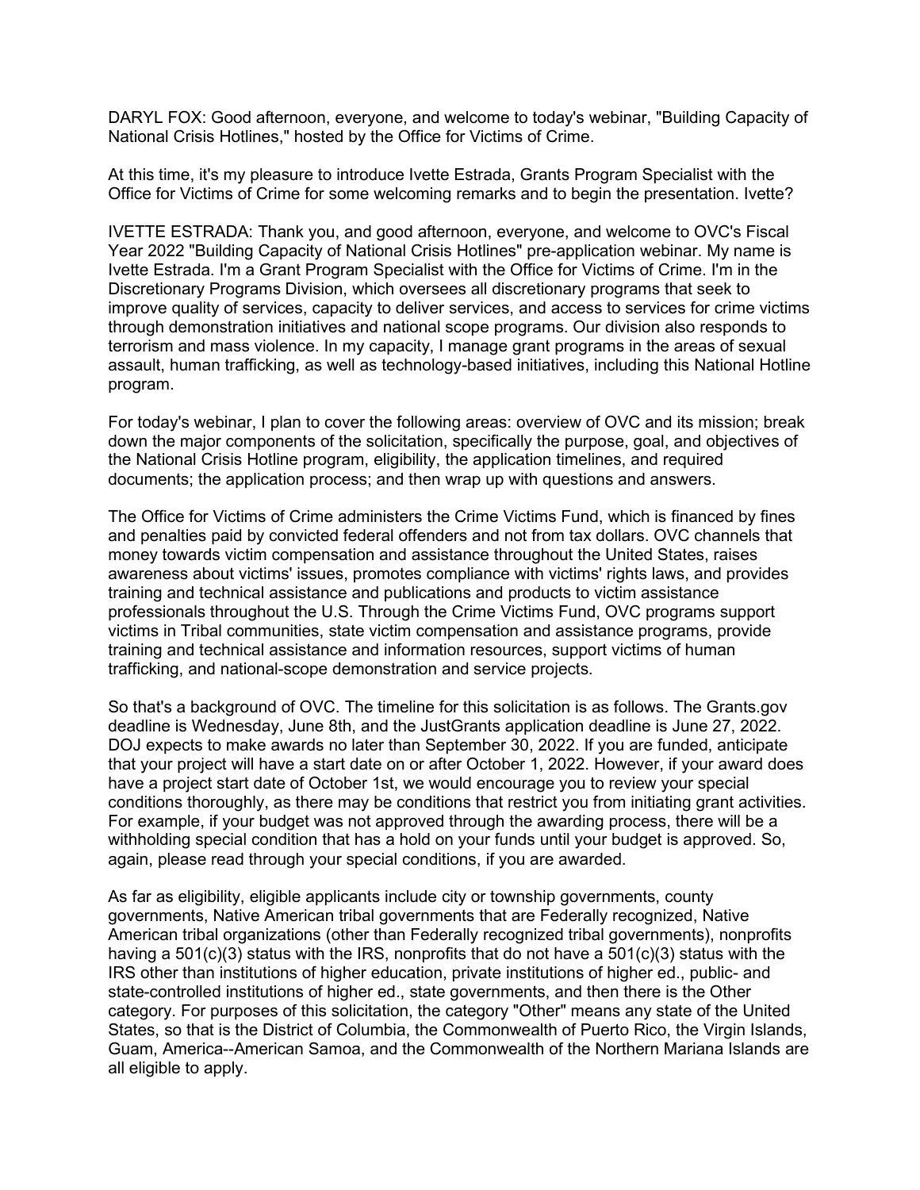DARYL FOX: Good afternoon, everyone, and welcome to today's webinar, "Building Capacity of National Crisis Hotlines," hosted by the Office for Victims of Crime.

At this time, it's my pleasure to introduce Ivette Estrada, Grants Program Specialist with the Office for Victims of Crime for some welcoming remarks and to begin the presentation. Ivette?

IVETTE ESTRADA: Thank you, and good afternoon, everyone, and welcome to OVC's Fiscal Year 2022 "Building Capacity of National Crisis Hotlines" pre-application webinar. My name is Ivette Estrada. I'm a Grant Program Specialist with the Office for Victims of Crime. I'm in the Discretionary Programs Division, which oversees all discretionary programs that seek to improve quality of services, capacity to deliver services, and access to services for crime victims through demonstration initiatives and national scope programs. Our division also responds to terrorism and mass violence. In my capacity, I manage grant programs in the areas of sexual assault, human trafficking, as well as technology-based initiatives, including this National Hotline program.

For today's webinar, I plan to cover the following areas: overview of OVC and its mission; break down the major components of the solicitation, specifically the purpose, goal, and objectives of the National Crisis Hotline program, eligibility, the application timelines, and required documents; the application process; and then wrap up with questions and answers.

The Office for Victims of Crime administers the Crime Victims Fund, which is financed by fines and penalties paid by convicted federal offenders and not from tax dollars. OVC channels that money towards victim compensation and assistance throughout the United States, raises awareness about victims' issues, promotes compliance with victims' rights laws, and provides training and technical assistance and publications and products to victim assistance professionals throughout the U.S. Through the Crime Victims Fund, OVC programs support victims in Tribal communities, state victim compensation and assistance programs, provide training and technical assistance and information resources, support victims of human trafficking, and national-scope demonstration and service projects.

So that's a background of OVC. The timeline for this solicitation is as follows. The Grants.gov deadline is Wednesday, June 8th, and the JustGrants application deadline is June 27, 2022. DOJ expects to make awards no later than September 30, 2022. If you are funded, anticipate that your project will have a start date on or after October 1, 2022. However, if your award does have a project start date of October 1st, we would encourage you to review your special conditions thoroughly, as there may be conditions that restrict you from initiating grant activities. For example, if your budget was not approved through the awarding process, there will be a withholding special condition that has a hold on your funds until your budget is approved. So, again, please read through your special conditions, if you are awarded.

As far as eligibility, eligible applicants include city or township governments, county governments, Native American tribal governments that are Federally recognized, Native American tribal organizations (other than Federally recognized tribal governments), nonprofits having a 501(c)(3) status with the IRS, nonprofits that do not have a 501(c)(3) status with the IRS other than institutions of higher education, private institutions of higher ed., public- and state-controlled institutions of higher ed., state governments, and then there is the Other category. For purposes of this solicitation, the category "Other" means any state of the United States, so that is the District of Columbia, the Commonwealth of Puerto Rico, the Virgin Islands, Guam, America--American Samoa, and the Commonwealth of the Northern Mariana Islands are all eligible to apply.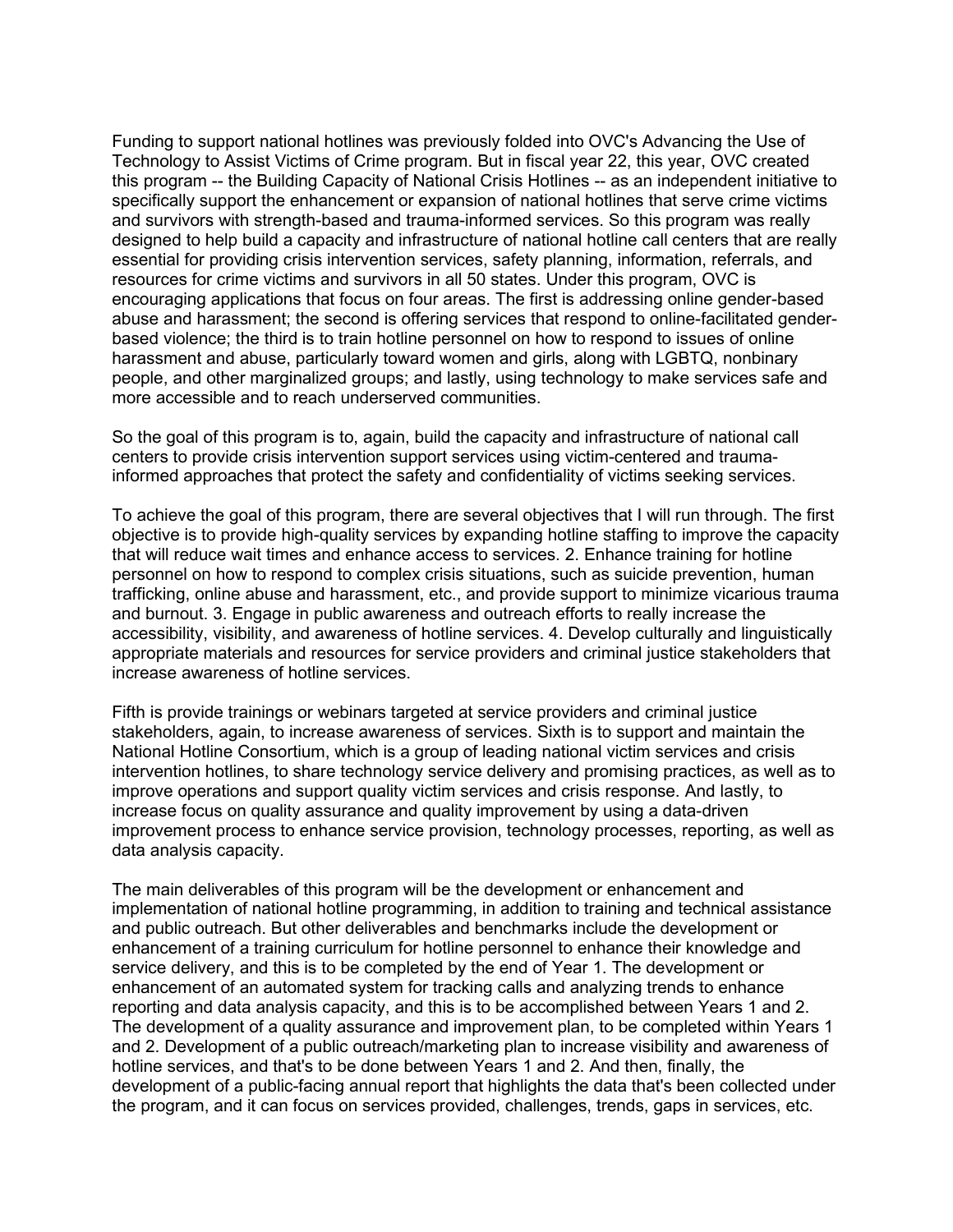Funding to support national hotlines was previously folded into OVC's Advancing the Use of Technology to Assist Victims of Crime program. But in fiscal year 22, this year, OVC created this program -- the Building Capacity of National Crisis Hotlines -- as an independent initiative to specifically support the enhancement or expansion of national hotlines that serve crime victims and survivors with strength-based and trauma-informed services. So this program was really designed to help build a capacity and infrastructure of national hotline call centers that are really essential for providing crisis intervention services, safety planning, information, referrals, and resources for crime victims and survivors in all 50 states. Under this program, OVC is encouraging applications that focus on four areas. The first is addressing online gender-based abuse and harassment; the second is offering services that respond to online-facilitated gender-based violence; the third is to train hotline personnel on how to respond to issues of online harassment and abuse, particularly toward women and girls, along with LGBTQ, nonbinary people, and other marginalized groups; and lastly, using technology to make services safe and more accessible and to reach underserved communities.

So the goal of this program is to, again, build the capacity and infrastructure of national call centers to provide crisis intervention support services using victim-centered and trauma-informed approaches that protect the safety and confidentiality of victims seeking services.

To achieve the goal of this program, there are several objectives that I will run through. The first objective is to provide high-quality services by expanding hotline staffing to improve the capacity that will reduce wait times and enhance access to services. 2. Enhance training for hotline personnel on how to respond to complex crisis situations, such as suicide prevention, human trafficking, online abuse and harassment, etc., and provide support to minimize vicarious trauma and burnout. 3. Engage in public awareness and outreach efforts to really increase the accessibility, visibility, and awareness of hotline services. 4. Develop culturally and linguistically appropriate materials and resources for service providers and criminal justice stakeholders that increase awareness of hotline services.

Fifth is provide trainings or webinars targeted at service providers and criminal justice stakeholders, again, to increase awareness of services. Sixth is to support and maintain the National Hotline Consortium, which is a group of leading national victim services and crisis intervention hotlines, to share technology service delivery and promising practices, as well as to improve operations and support quality victim services and crisis response. And lastly, to increase focus on quality assurance and quality improvement by using a data-driven improvement process to enhance service provision, technology processes, reporting, as well as data analysis capacity.

The main deliverables of this program will be the development or enhancement and implementation of national hotline programming, in addition to training and technical assistance and public outreach. But other deliverables and benchmarks include the development or enhancement of a training curriculum for hotline personnel to enhance their knowledge and service delivery, and this is to be completed by the end of Year 1. The development or enhancement of an automated system for tracking calls and analyzing trends to enhance reporting and data analysis capacity, and this is to be accomplished between Years 1 and 2. The development of a quality assurance and improvement plan, to be completed within Years 1 and 2. Development of a public outreach/marketing plan to increase visibility and awareness of hotline services, and that's to be done between Years 1 and 2. And then, finally, the development of a public-facing annual report that highlights the data that's been collected under the program, and it can focus on services provided, challenges, trends, gaps in services, etc.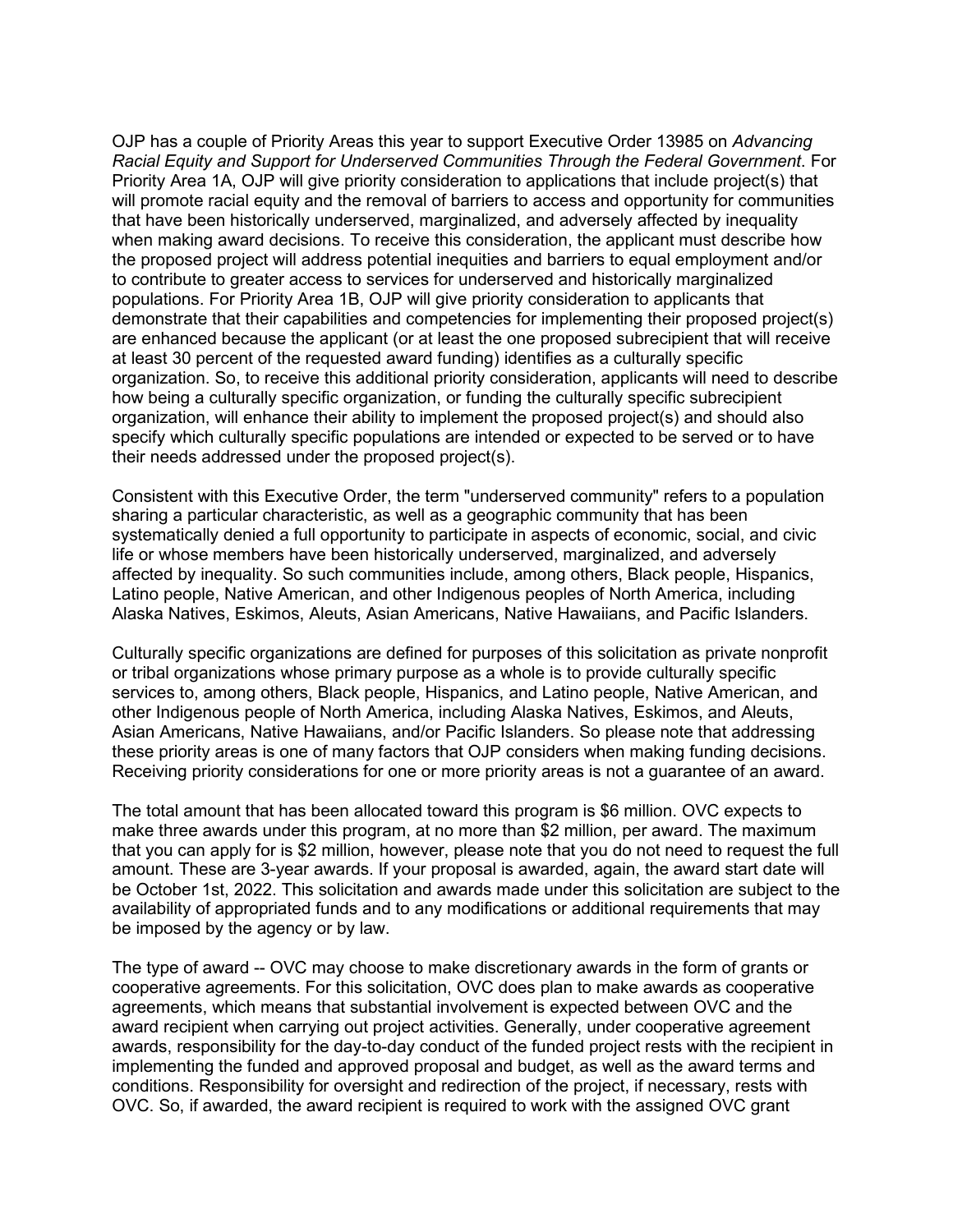OJP has a couple of Priority Areas this year to support Executive Order 13985 on *Advancing Racial Equity and Support for Underserved Communities Through the Federal Government*. For Priority Area 1A, OJP will give priority consideration to applications that include project(s) that will promote racial equity and the removal of barriers to access and opportunity for communities that have been historically underserved, marginalized, and adversely affected by inequality when making award decisions. To receive this consideration, the applicant must describe how the proposed project will address potential inequities and barriers to equal employment and/or to contribute to greater access to services for underserved and historically marginalized populations. For Priority Area 1B, OJP will give priority consideration to applicants that demonstrate that their capabilities and competencies for implementing their proposed project(s) are enhanced because the applicant (or at least the one proposed subrecipient that will receive at least 30 percent of the requested award funding) identifies as a culturally specific organization. So, to receive this additional priority consideration, applicants will need to describe how being a culturally specific organization, or funding the culturally specific subrecipient organization, will enhance their ability to implement the proposed project(s) and should also specify which culturally specific populations are intended or expected to be served or to have their needs addressed under the proposed project(s).

Consistent with this Executive Order, the term "underserved community" refers to a population sharing a particular characteristic, as well as a geographic community that has been systematically denied a full opportunity to participate in aspects of economic, social, and civic life or whose members have been historically underserved, marginalized, and adversely affected by inequality. So such communities include, among others, Black people, Hispanics, Latino people, Native American, and other Indigenous peoples of North America, including Alaska Natives, Eskimos, Aleuts, Asian Americans, Native Hawaiians, and Pacific Islanders.

Culturally specific organizations are defined for purposes of this solicitation as private nonprofit or tribal organizations whose primary purpose as a whole is to provide culturally specific services to, among others, Black people, Hispanics, and Latino people, Native American, and other Indigenous people of North America, including Alaska Natives, Eskimos, and Aleuts, Asian Americans, Native Hawaiians, and/or Pacific Islanders. So please note that addressing these priority areas is one of many factors that OJP considers when making funding decisions. Receiving priority considerations for one or more priority areas is not a guarantee of an award.

The total amount that has been allocated toward this program is $6 million. OVC expects to make three awards under this program, at no more than $2 million, per award. The maximum that you can apply for is $2 million, however, please note that you do not need to request the full amount. These are 3-year awards. If your proposal is awarded, again, the award start date will be October 1st, 2022. This solicitation and awards made under this solicitation are subject to the availability of appropriated funds and to any modifications or additional requirements that may be imposed by the agency or by law.

The type of award -- OVC may choose to make discretionary awards in the form of grants or cooperative agreements. For this solicitation, OVC does plan to make awards as cooperative agreements, which means that substantial involvement is expected between OVC and the award recipient when carrying out project activities. Generally, under cooperative agreement awards, responsibility for the day-to-day conduct of the funded project rests with the recipient in implementing the funded and approved proposal and budget, as well as the award terms and conditions. Responsibility for oversight and redirection of the project, if necessary, rests with OVC. So, if awarded, the award recipient is required to work with the assigned OVC grant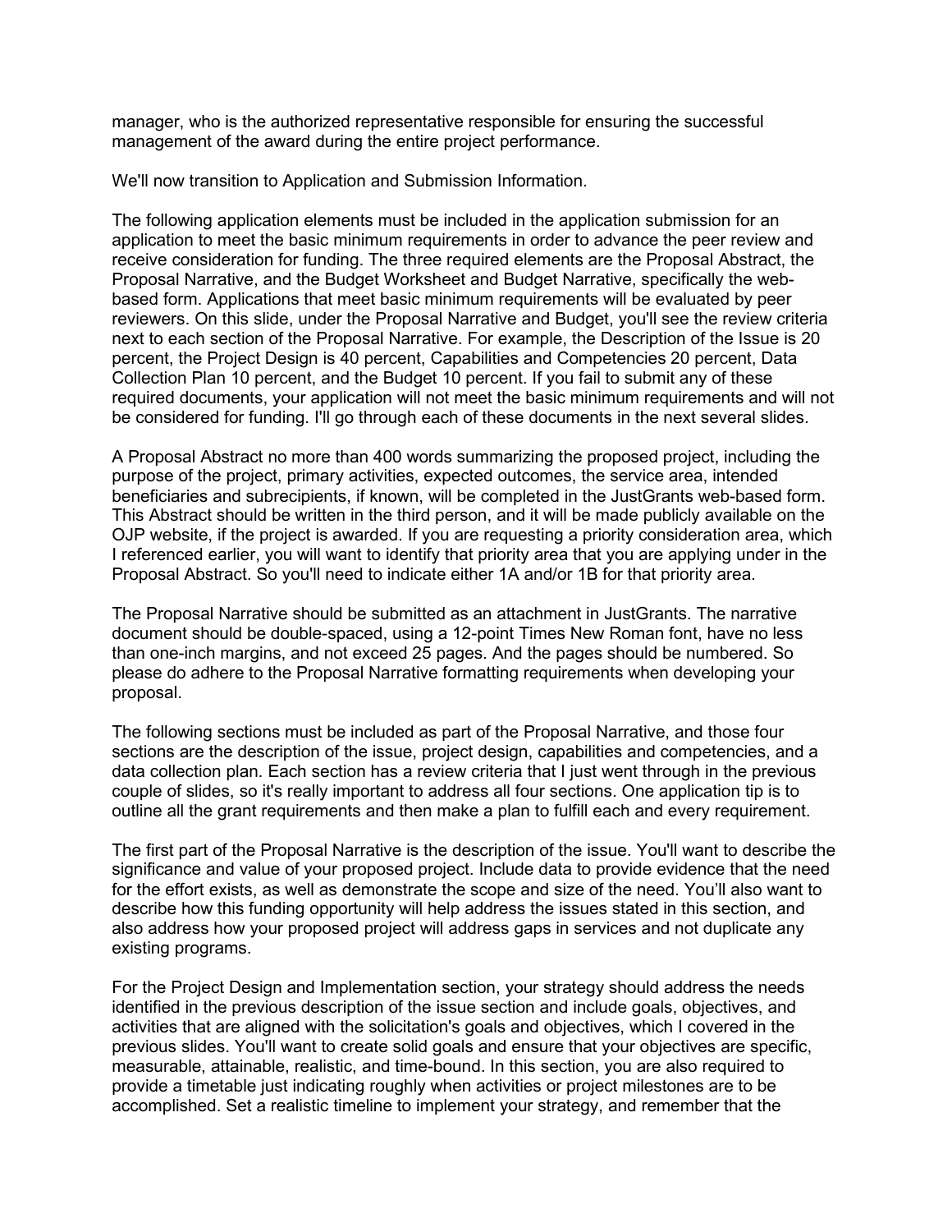manager, who is the authorized representative responsible for ensuring the successful management of the award during the entire project performance.

We'll now transition to Application and Submission Information.

The following application elements must be included in the application submission for an application to meet the basic minimum requirements in order to advance the peer review and receive consideration for funding. The three required elements are the Proposal Abstract, the Proposal Narrative, and the Budget Worksheet and Budget Narrative, specifically the web-based form. Applications that meet basic minimum requirements will be evaluated by peer reviewers. On this slide, under the Proposal Narrative and Budget, you'll see the review criteria next to each section of the Proposal Narrative. For example, the Description of the Issue is 20 percent, the Project Design is 40 percent, Capabilities and Competencies 20 percent, Data Collection Plan 10 percent, and the Budget 10 percent. If you fail to submit any of these required documents, your application will not meet the basic minimum requirements and will not be considered for funding. I'll go through each of these documents in the next several slides.

A Proposal Abstract no more than 400 words summarizing the proposed project, including the purpose of the project, primary activities, expected outcomes, the service area, intended beneficiaries and subrecipients, if known, will be completed in the JustGrants web-based form. This Abstract should be written in the third person, and it will be made publicly available on the OJP website, if the project is awarded. If you are requesting a priority consideration area, which I referenced earlier, you will want to identify that priority area that you are applying under in the Proposal Abstract. So you'll need to indicate either 1A and/or 1B for that priority area.

The Proposal Narrative should be submitted as an attachment in JustGrants. The narrative document should be double-spaced, using a 12-point Times New Roman font, have no less than one-inch margins, and not exceed 25 pages. And the pages should be numbered. So please do adhere to the Proposal Narrative formatting requirements when developing your proposal.

The following sections must be included as part of the Proposal Narrative, and those four sections are the description of the issue, project design, capabilities and competencies, and a data collection plan. Each section has a review criteria that I just went through in the previous couple of slides, so it's really important to address all four sections. One application tip is to outline all the grant requirements and then make a plan to fulfill each and every requirement.

The first part of the Proposal Narrative is the description of the issue. You'll want to describe the significance and value of your proposed project. Include data to provide evidence that the need for the effort exists, as well as demonstrate the scope and size of the need. You'll also want to describe how this funding opportunity will help address the issues stated in this section, and also address how your proposed project will address gaps in services and not duplicate any existing programs.

For the Project Design and Implementation section, your strategy should address the needs identified in the previous description of the issue section and include goals, objectives, and activities that are aligned with the solicitation's goals and objectives, which I covered in the previous slides. You'll want to create solid goals and ensure that your objectives are specific, measurable, attainable, realistic, and time-bound. In this section, you are also required to provide a timetable just indicating roughly when activities or project milestones are to be accomplished. Set a realistic timeline to implement your strategy, and remember that the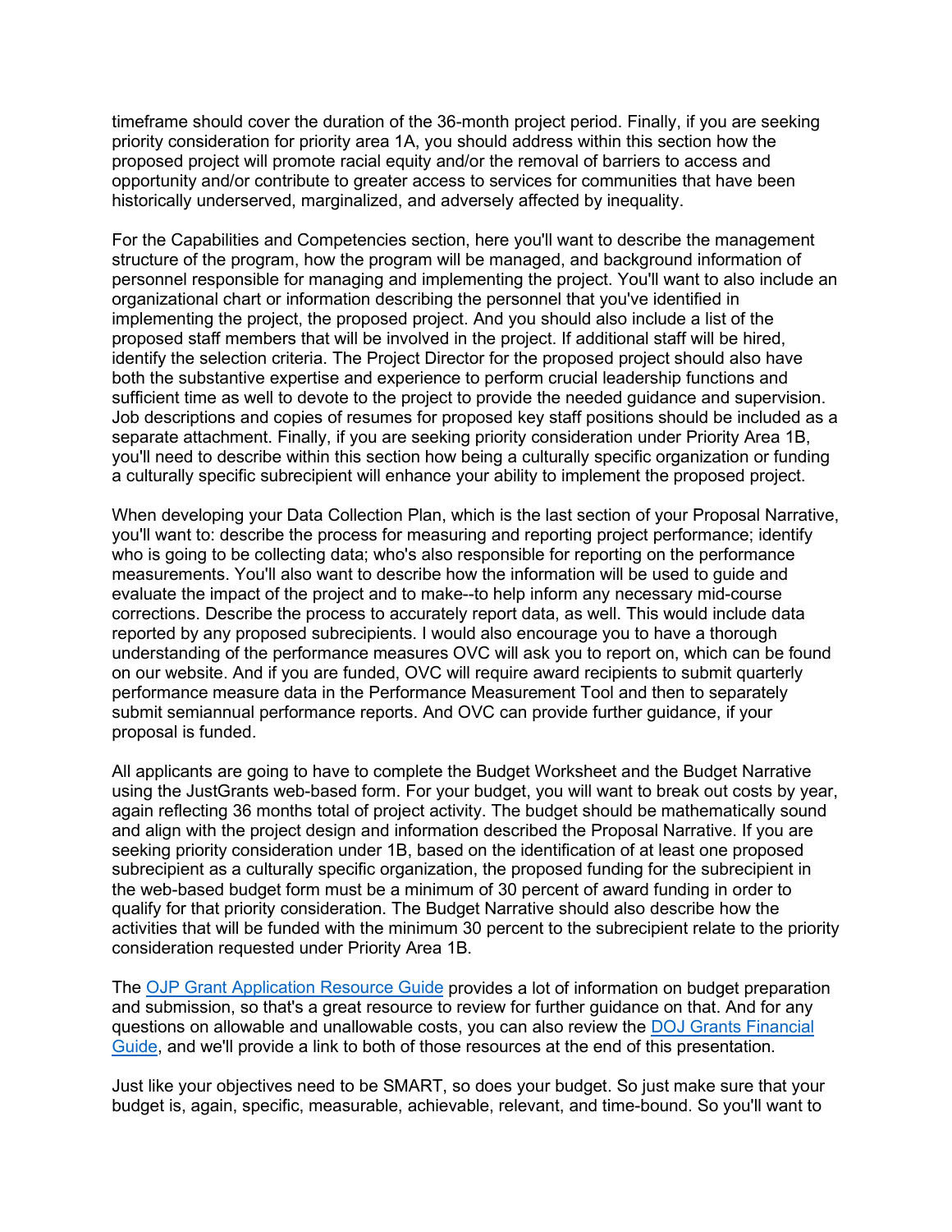timeframe should cover the duration of the 36-month project period. Finally, if you are seeking priority consideration for priority area 1A, you should address within this section how the proposed project will promote racial equity and/or the removal of barriers to access and opportunity and/or contribute to greater access to services for communities that have been historically underserved, marginalized, and adversely affected by inequality.

For the Capabilities and Competencies section, here you'll want to describe the management structure of the program, how the program will be managed, and background information of personnel responsible for managing and implementing the project. You'll want to also include an organizational chart or information describing the personnel that you've identified in implementing the project, the proposed project. And you should also include a list of the proposed staff members that will be involved in the project. If additional staff will be hired, identify the selection criteria. The Project Director for the proposed project should also have both the substantive expertise and experience to perform crucial leadership functions and sufficient time as well to devote to the project to provide the needed guidance and supervision. Job descriptions and copies of resumes for proposed key staff positions should be included as a separate attachment. Finally, if you are seeking priority consideration under Priority Area 1B, you'll need to describe within this section how being a culturally specific organization or funding a culturally specific subrecipient will enhance your ability to implement the proposed project.

When developing your Data Collection Plan, which is the last section of your Proposal Narrative, you'll want to: describe the process for measuring and reporting project performance; identify who is going to be collecting data; who's also responsible for reporting on the performance measurements. You'll also want to describe how the information will be used to guide and evaluate the impact of the project and to make--to help inform any necessary mid-course corrections. Describe the process to accurately report data, as well. This would include data reported by any proposed subrecipients. I would also encourage you to have a thorough understanding of the performance measures OVC will ask you to report on, which can be found on our website. And if you are funded, OVC will require award recipients to submit quarterly performance measure data in the Performance Measurement Tool and then to separately submit semiannual performance reports. And OVC can provide further guidance, if your proposal is funded.

All applicants are going to have to complete the Budget Worksheet and the Budget Narrative using the JustGrants web-based form. For your budget, you will want to break out costs by year, again reflecting 36 months total of project activity. The budget should be mathematically sound and align with the project design and information described the Proposal Narrative. If you are seeking priority consideration under 1B, based on the identification of at least one proposed subrecipient as a culturally specific organization, the proposed funding for the subrecipient in the web-based budget form must be a minimum of 30 percent of award funding in order to qualify for that priority consideration. The Budget Narrative should also describe how the activities that will be funded with the minimum 30 percent to the subrecipient relate to the priority consideration requested under Priority Area 1B.

The [OJP Grant Application Resource Guide](#) provides a lot of information on budget preparation and submission, so that's a great resource to review for further guidance on that. And for any questions on allowable and unallowable costs, you can also review the [DOJ Grants Financial Guide](#), and we'll provide a link to both of those resources at the end of this presentation.

Just like your objectives need to be SMART, so does your budget. So just make sure that your budget is, again, specific, measurable, achievable, relevant, and time-bound. So you'll want to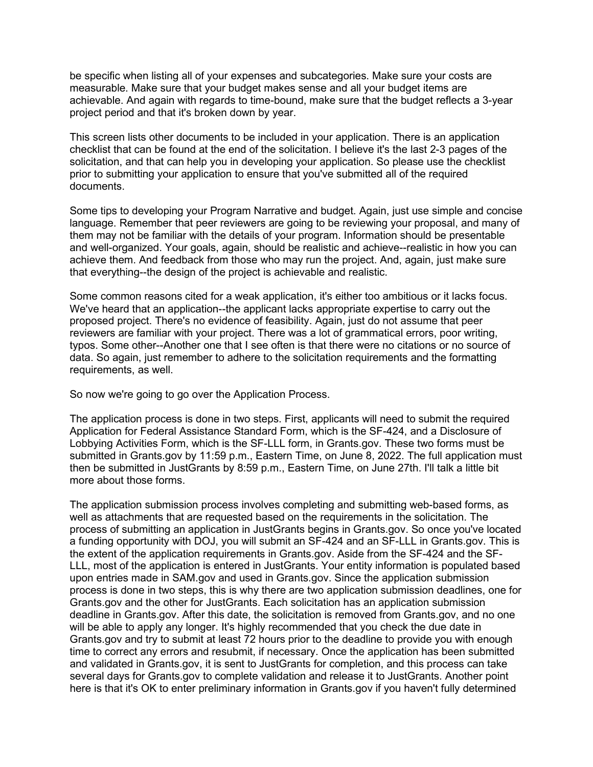be specific when listing all of your expenses and subcategories. Make sure your costs are measurable. Make sure that your budget makes sense and all your budget items are achievable. And again with regards to time-bound, make sure that the budget reflects a 3-year project period and that it's broken down by year.

This screen lists other documents to be included in your application. There is an application checklist that can be found at the end of the solicitation. I believe it's the last 2-3 pages of the solicitation, and that can help you in developing your application. So please use the checklist prior to submitting your application to ensure that you've submitted all of the required documents.

Some tips to developing your Program Narrative and budget. Again, just use simple and concise language. Remember that peer reviewers are going to be reviewing your proposal, and many of them may not be familiar with the details of your program. Information should be presentable and well-organized. Your goals, again, should be realistic and achieve--realistic in how you can achieve them. And feedback from those who may run the project. And, again, just make sure that everything--the design of the project is achievable and realistic.

Some common reasons cited for a weak application, it's either too ambitious or it lacks focus. We've heard that an application--the applicant lacks appropriate expertise to carry out the proposed project. There's no evidence of feasibility. Again, just do not assume that peer reviewers are familiar with your project. There was a lot of grammatical errors, poor writing, typos. Some other--Another one that I see often is that there were no citations or no source of data. So again, just remember to adhere to the solicitation requirements and the formatting requirements, as well.

So now we're going to go over the Application Process.

The application process is done in two steps. First, applicants will need to submit the required Application for Federal Assistance Standard Form, which is the SF-424, and a Disclosure of Lobbying Activities Form, which is the SF-LLL form, in Grants.gov. These two forms must be submitted in Grants.gov by 11:59 p.m., Eastern Time, on June 8, 2022. The full application must then be submitted in JustGrants by 8:59 p.m., Eastern Time, on June 27th. I'll talk a little bit more about those forms.

The application submission process involves completing and submitting web-based forms, as well as attachments that are requested based on the requirements in the solicitation. The process of submitting an application in JustGrants begins in Grants.gov. So once you've located a funding opportunity with DOJ, you will submit an SF-424 and an SF-LLL in Grants.gov. This is the extent of the application requirements in Grants.gov. Aside from the SF-424 and the SF-LLL, most of the application is entered in JustGrants. Your entity information is populated based upon entries made in SAM.gov and used in Grants.gov. Since the application submission process is done in two steps, this is why there are two application submission deadlines, one for Grants.gov and the other for JustGrants. Each solicitation has an application submission deadline in Grants.gov. After this date, the solicitation is removed from Grants.gov, and no one will be able to apply any longer. It's highly recommended that you check the due date in Grants.gov and try to submit at least 72 hours prior to the deadline to provide you with enough time to correct any errors and resubmit, if necessary. Once the application has been submitted and validated in Grants.gov, it is sent to JustGrants for completion, and this process can take several days for Grants.gov to complete validation and release it to JustGrants. Another point here is that it's OK to enter preliminary information in Grants.gov if you haven't fully determined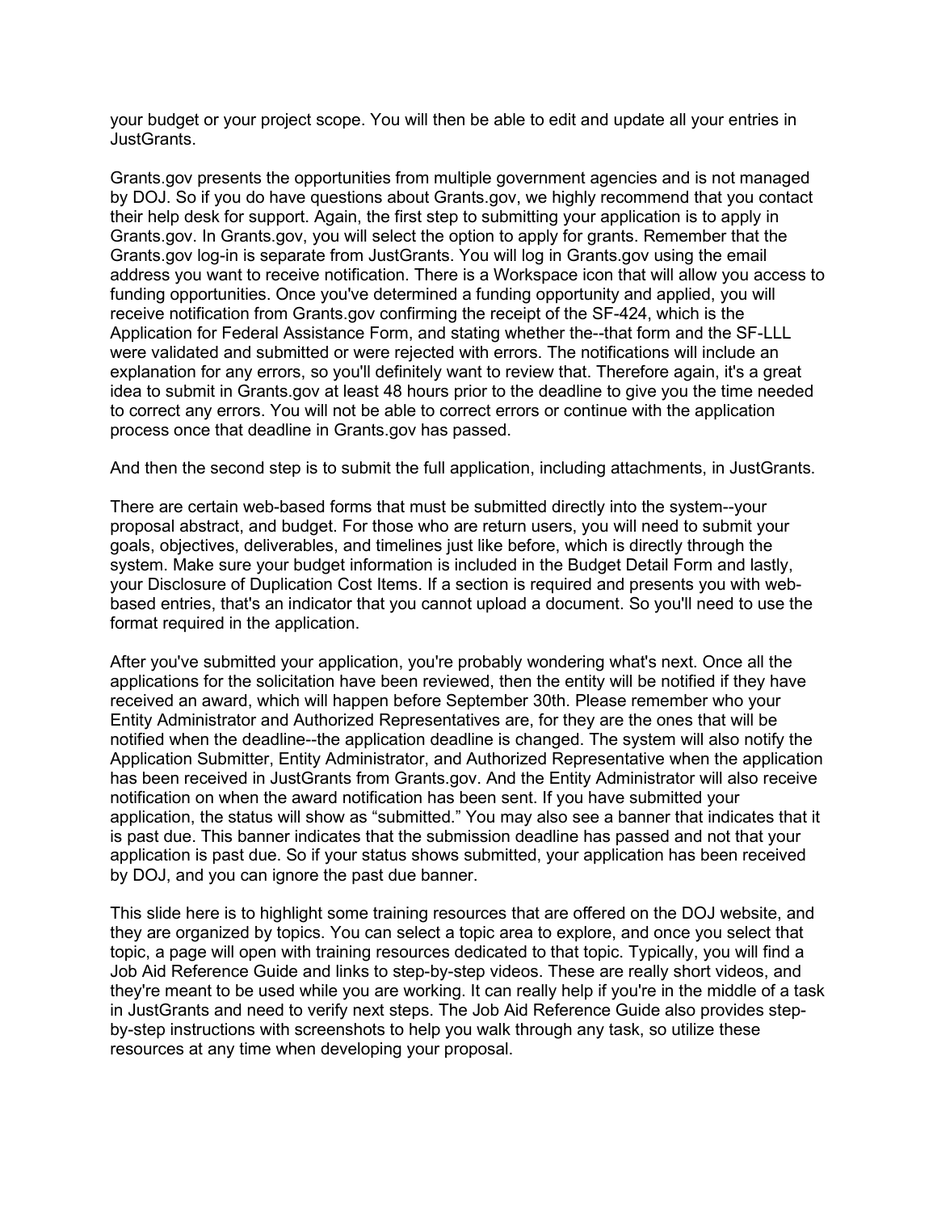your budget or your project scope. You will then be able to edit and update all your entries in JustGrants.

Grants.gov presents the opportunities from multiple government agencies and is not managed by DOJ. So if you do have questions about Grants.gov, we highly recommend that you contact their help desk for support. Again, the first step to submitting your application is to apply in Grants.gov. In Grants.gov, you will select the option to apply for grants. Remember that the Grants.gov log-in is separate from JustGrants. You will log in Grants.gov using the email address you want to receive notification. There is a Workspace icon that will allow you access to funding opportunities. Once you've determined a funding opportunity and applied, you will receive notification from Grants.gov confirming the receipt of the SF-424, which is the Application for Federal Assistance Form, and stating whether the--that form and the SF-LLL were validated and submitted or were rejected with errors. The notifications will include an explanation for any errors, so you'll definitely want to review that. Therefore again, it's a great idea to submit in Grants.gov at least 48 hours prior to the deadline to give you the time needed to correct any errors. You will not be able to correct errors or continue with the application process once that deadline in Grants.gov has passed.

And then the second step is to submit the full application, including attachments, in JustGrants.

There are certain web-based forms that must be submitted directly into the system--your proposal abstract, and budget. For those who are return users, you will need to submit your goals, objectives, deliverables, and timelines just like before, which is directly through the system. Make sure your budget information is included in the Budget Detail Form and lastly, your Disclosure of Duplication Cost Items. If a section is required and presents you with web-based entries, that's an indicator that you cannot upload a document. So you'll need to use the format required in the application.

After you've submitted your application, you're probably wondering what's next. Once all the applications for the solicitation have been reviewed, then the entity will be notified if they have received an award, which will happen before September 30th. Please remember who your Entity Administrator and Authorized Representatives are, for they are the ones that will be notified when the deadline--the application deadline is changed. The system will also notify the Application Submitter, Entity Administrator, and Authorized Representative when the application has been received in JustGrants from Grants.gov. And the Entity Administrator will also receive notification on when the award notification has been sent. If you have submitted your application, the status will show as "submitted." You may also see a banner that indicates that it is past due. This banner indicates that the submission deadline has passed and not that your application is past due. So if your status shows submitted, your application has been received by DOJ, and you can ignore the past due banner.

This slide here is to highlight some training resources that are offered on the DOJ website, and they are organized by topics. You can select a topic area to explore, and once you select that topic, a page will open with training resources dedicated to that topic. Typically, you will find a Job Aid Reference Guide and links to step-by-step videos. These are really short videos, and they're meant to be used while you are working. It can really help if you're in the middle of a task in JustGrants and need to verify next steps. The Job Aid Reference Guide also provides step-by-step instructions with screenshots to help you walk through any task, so utilize these resources at any time when developing your proposal.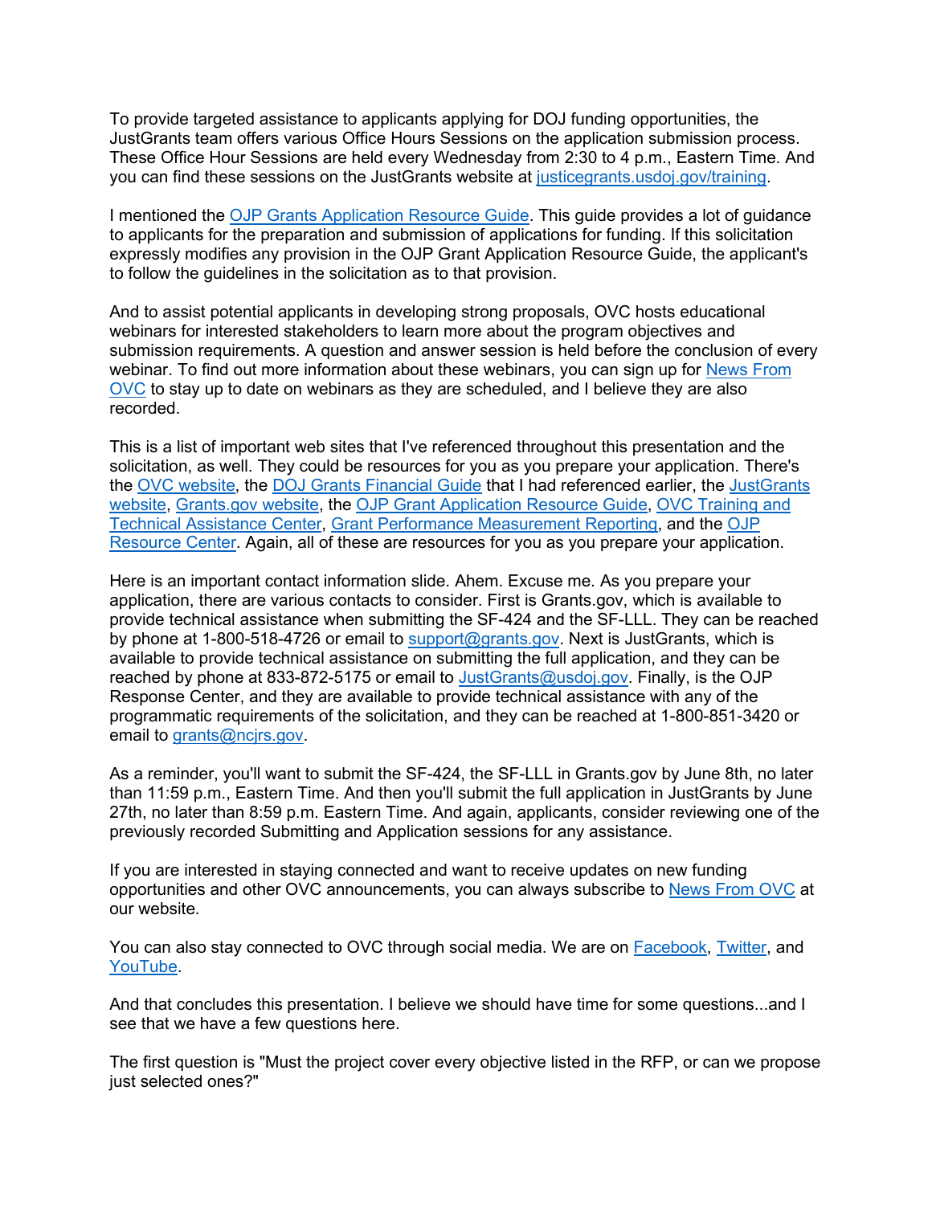To provide targeted assistance to applicants applying for DOJ funding opportunities, the JustGrants team offers various Office Hours Sessions on the application submission process. These Office Hour Sessions are held every Wednesday from 2:30 to 4 p.m., Eastern Time. And you can find these sessions on the JustGrants website at justicegrants.usdoj.gov/training.

I mentioned the OJP Grants Application Resource Guide. This guide provides a lot of guidance to applicants for the preparation and submission of applications for funding. If this solicitation expressly modifies any provision in the OJP Grant Application Resource Guide, the applicant's to follow the guidelines in the solicitation as to that provision.

And to assist potential applicants in developing strong proposals, OVC hosts educational webinars for interested stakeholders to learn more about the program objectives and submission requirements. A question and answer session is held before the conclusion of every webinar. To find out more information about these webinars, you can sign up for News From OVC to stay up to date on webinars as they are scheduled, and I believe they are also recorded.

This is a list of important web sites that I've referenced throughout this presentation and the solicitation, as well. They could be resources for you as you prepare your application. There's the OVC website, the DOJ Grants Financial Guide that I had referenced earlier, the JustGrants website, Grants.gov website, the OJP Grant Application Resource Guide, OVC Training and Technical Assistance Center, Grant Performance Measurement Reporting, and the OJP Resource Center. Again, all of these are resources for you as you prepare your application.

Here is an important contact information slide. Ahem. Excuse me. As you prepare your application, there are various contacts to consider. First is Grants.gov, which is available to provide technical assistance when submitting the SF-424 and the SF-LLL. They can be reached by phone at 1-800-518-4726 or email to support@grants.gov. Next is JustGrants, which is available to provide technical assistance on submitting the full application, and they can be reached by phone at 833-872-5175 or email to JustGrants@usdoj.gov. Finally, is the OJP Response Center, and they are available to provide technical assistance with any of the programmatic requirements of the solicitation, and they can be reached at 1-800-851-3420 or email to grants@ncjrs.gov.

As a reminder, you'll want to submit the SF-424, the SF-LLL in Grants.gov by June 8th, no later than 11:59 p.m., Eastern Time. And then you'll submit the full application in JustGrants by June 27th, no later than 8:59 p.m. Eastern Time. And again, applicants, consider reviewing one of the previously recorded Submitting and Application sessions for any assistance.

If you are interested in staying connected and want to receive updates on new funding opportunities and other OVC announcements, you can always subscribe to News From OVC at our website.

You can also stay connected to OVC through social media. We are on Facebook, Twitter, and YouTube.

And that concludes this presentation. I believe we should have time for some questions...and I see that we have a few questions here.

The first question is "Must the project cover every objective listed in the RFP, or can we propose just selected ones?"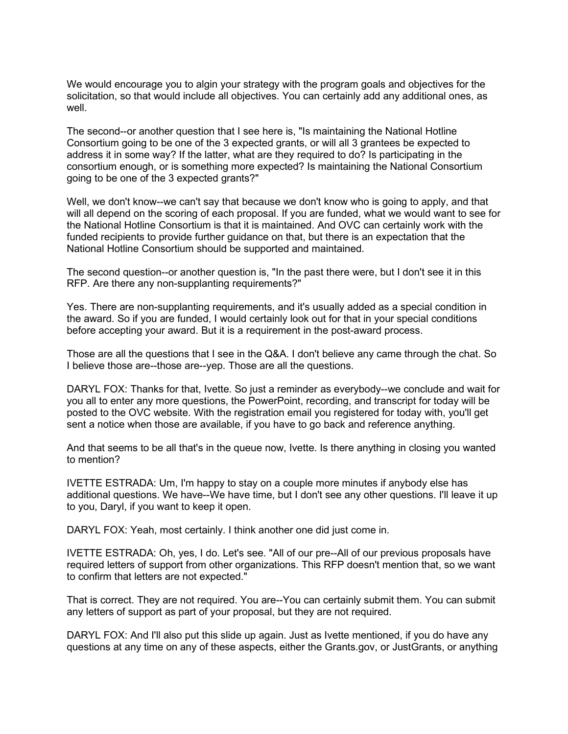We would encourage you to algin your strategy with the program goals and objectives for the solicitation, so that would include all objectives. You can certainly add any additional ones, as well.

The second--or another question that I see here is, "Is maintaining the National Hotline Consortium going to be one of the 3 expected grants, or will all 3 grantees be expected to address it in some way? If the latter, what are they required to do? Is participating in the consortium enough, or is something more expected? Is maintaining the National Consortium going to be one of the 3 expected grants?"

Well, we don't know--we can't say that because we don't know who is going to apply, and that will all depend on the scoring of each proposal. If you are funded, what we would want to see for the National Hotline Consortium is that it is maintained. And OVC can certainly work with the funded recipients to provide further guidance on that, but there is an expectation that the National Hotline Consortium should be supported and maintained.

The second question--or another question is, "In the past there were, but I don't see it in this RFP. Are there any non-supplanting requirements?"

Yes. There are non-supplanting requirements, and it's usually added as a special condition in the award. So if you are funded, I would certainly look out for that in your special conditions before accepting your award. But it is a requirement in the post-award process.

Those are all the questions that I see in the Q&A. I don't believe any came through the chat. So I believe those are--those are--yep. Those are all the questions.

DARYL FOX: Thanks for that, Ivette. So just a reminder as everybody--we conclude and wait for you all to enter any more questions, the PowerPoint, recording, and transcript for today will be posted to the OVC website. With the registration email you registered for today with, you'll get sent a notice when those are available, if you have to go back and reference anything.

And that seems to be all that's in the queue now, Ivette. Is there anything in closing you wanted to mention?

IVETTE ESTRADA: Um, I'm happy to stay on a couple more minutes if anybody else has additional questions. We have--We have time, but I don't see any other questions. I'll leave it up to you, Daryl, if you want to keep it open.

DARYL FOX: Yeah, most certainly. I think another one did just come in.

IVETTE ESTRADA: Oh, yes, I do. Let's see. "All of our pre--All of our previous proposals have required letters of support from other organizations. This RFP doesn't mention that, so we want to confirm that letters are not expected."

That is correct. They are not required. You are--You can certainly submit them. You can submit any letters of support as part of your proposal, but they are not required.

DARYL FOX: And I'll also put this slide up again. Just as Ivette mentioned, if you do have any questions at any time on any of these aspects, either the Grants.gov, or JustGrants, or anything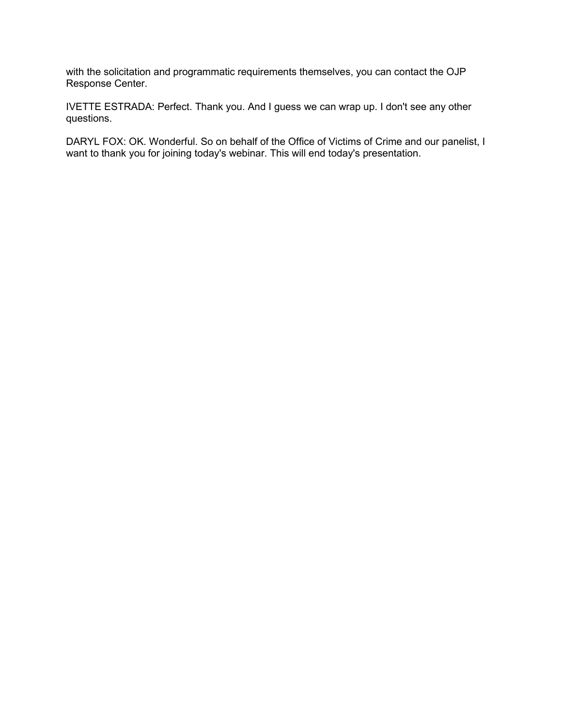with the solicitation and programmatic requirements themselves, you can contact the OJP Response Center.

IVETTE ESTRADA: Perfect. Thank you. And I guess we can wrap up. I don't see any other questions.

DARYL FOX: OK. Wonderful. So on behalf of the Office of Victims of Crime and our panelist, I want to thank you for joining today's webinar. This will end today's presentation.